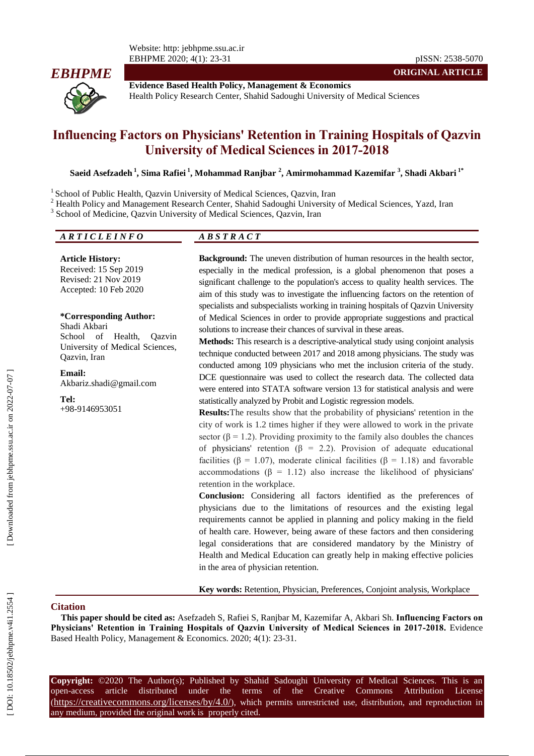**ORIGINAL ARTICLE**

**Evidence Based Health Policy, Management & Economics**
Health Policy Research Center, Shahid Sadoughi University of Medical Sciences

# Influencing Factors on Physicians' Retention in Training Hospitals of Qazvin University of Medical Sciences in 2017-2018

**Saeid Asefzadeh [1], Sima Rafiei [1], Mohammad Ranjbar [2], Amirmohammad Kazemifar [3], Shadi Akbari [1*]**

[1] School of Public Health, Qazvin University of Medical Sciences, Qazvin, Iran
[2] Health Policy and Management Research Center, Shahid Sadoughi University of Medical Sciences, Yazd, Iran
[3] School of Medicine, Qazvin University of Medical Sciences, Qazvin, Iran

## ARTICLE INFO

**Article History:**
Received: 15 Sep 2019
Revised: 21 Nov 2019
Accepted: 10 Feb 2020

**\*Corresponding Author:**
Shadi Akbari
School of Health, Qazvin University of Medical Sciences, Qazvin, Iran

**Email:**
Akbariz.shadi@gmail.com

**Tel:**
+98-9146953051

## ABSTRACT

**Background:** The uneven distribution of human resources in the health sector, especially in the medical profession, is a global phenomenon that poses a significant challenge to the population's access to quality health services. The aim of this study was to investigate the influencing factors on the retention of specialists and subspecialists working in training hospitals of Qazvin University of Medical Sciences in order to provide appropriate suggestions and practical solutions to increase their chances of survival in these areas.

**Methods:** This research is a descriptive-analytical study using conjoint analysis technique conducted between 2017 and 2018 among physicians. The study was conducted among 109 physicians who met the inclusion criteria of the study. DCE questionnaire was used to collect the research data. The collected data were entered into STATA software version 13 for statistical analysis and were statistically analyzed by Probit and Logistic regression models.

**Results:** The results show that the probability of physicians' retention in the city of work is 1.2 times higher if they were allowed to work in the private sector ($\beta = 1.2$). Providing proximity to the family also doubles the chances of physicians' retention ($\beta = 2.2$). Provision of adequate educational facilities ($\beta = 1.07$), moderate clinical facilities ($\beta = 1.18$) and favorable accommodations ($\beta = 1.12$) also increase the likelihood of physicians' retention in the workplace.

**Conclusion:** Considering all factors identified as the preferences of physicians due to the limitations of resources and the existing legal requirements cannot be applied in planning and policy making in the field of health care. However, being aware of these factors and then considering legal considerations that are considered mandatory by the Ministry of Health and Medical Education can greatly help in making effective policies in the area of physician retention.

**Key words:** Retention, Physician, Preferences, Conjoint analysis, Workplace

## Citation

**This paper should be cited as:** Asefzadeh S, Rafiei S, Ranjbar M, Kazemifar A, Akbari Sh. **Influencing Factors on Physicians' Retention in Training Hospitals of Qazvin University of Medical Sciences in 2017-2018.** Evidence Based Health Policy, Management & Economics. 2020; 4(1): 23-31.

**Copyright:** ©2020 The Author(s); Published by Shahid Sadoughi University of Medical Sciences. This is an open-access article distributed under the terms of the Creative Commons Attribution License (https://creativecommons.org/licenses/by/4.0/), which permits unrestricted use, distribution, and reproduction in any medium, provided the original work is properly cited.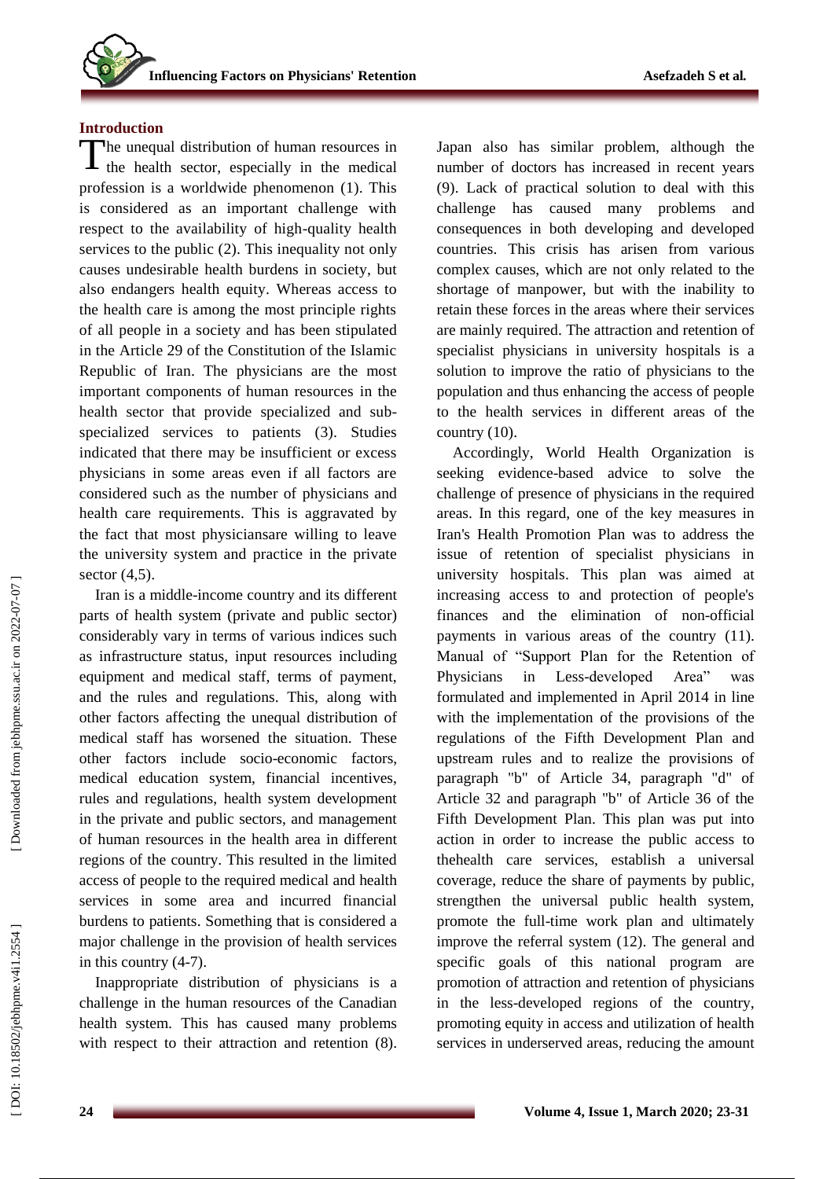## Introduction

The unequal distribution of human resources in the health sector, especially in the medical profession is a worldwide phenomenon (1). This is considered as an important challenge with respect to the availability of high-quality health services to the public (2). This inequality not only causes undesirable health burdens in society, but also endangers health equity. Whereas access to the health care is among the most principle rights of all people in a society and has been stipulated in the Article 29 of the Constitution of the Islamic Republic of Iran. The physicians are the most important components of human resources in the health sector that provide specialized and sub-specialized services to patients (3). Studies indicated that there may be insufficient or excess physicians in some areas even if all factors are considered such as the number of physicians and health care requirements. This is aggravated by the fact that most physiciansare willing to leave the university system and practice in the private sector (4,5).

Iran is a middle-income country and its different parts of health system (private and public sector) considerably vary in terms of various indices such as infrastructure status, input resources including equipment and medical staff, terms of payment, and the rules and regulations. This, along with other factors affecting the unequal distribution of medical staff has worsened the situation. These other factors include socio-economic factors, medical education system, financial incentives, rules and regulations, health system development in the private and public sectors, and management of human resources in the health area in different regions of the country. This resulted in the limited access of people to the required medical and health services in some area and incurred financial burdens to patients. Something that is considered a major challenge in the provision of health services in this country (4-7).

Inappropriate distribution of physicians is a challenge in the human resources of the Canadian health system. This has caused many problems with respect to their attraction and retention (8). Japan also has similar problem, although the number of doctors has increased in recent years (9). Lack of practical solution to deal with this challenge has caused many problems and consequences in both developing and developed countries. This crisis has arisen from various complex causes, which are not only related to the shortage of manpower, but with the inability to retain these forces in the areas where their services are mainly required. The attraction and retention of specialist physicians in university hospitals is a solution to improve the ratio of physicians to the population and thus enhancing the access of people to the health services in different areas of the country (10).

Accordingly, World Health Organization is seeking evidence-based advice to solve the challenge of presence of physicians in the required areas. In this regard, one of the key measures in Iran's Health Promotion Plan was to address the issue of retention of specialist physicians in university hospitals. This plan was aimed at increasing access to and protection of people's finances and the elimination of non-official payments in various areas of the country (11). Manual of "Support Plan for the Retention of Physicians in Less-developed Area" was formulated and implemented in April 2014 in line with the implementation of the provisions of the regulations of the Fifth Development Plan and upstream rules and to realize the provisions of paragraph "b" of Article 34, paragraph "d" of Article 32 and paragraph "b" of Article 36 of the Fifth Development Plan. This plan was put into action in order to increase the public access to thehealth care services, establish a universal coverage, reduce the share of payments by public, strengthen the universal public health system, promote the full-time work plan and ultimately improve the referral system (12). The general and specific goals of this national program are promotion of attraction and retention of physicians in the less-developed regions of the country, promoting equity in access and utilization of health services in underserved areas, reducing the amount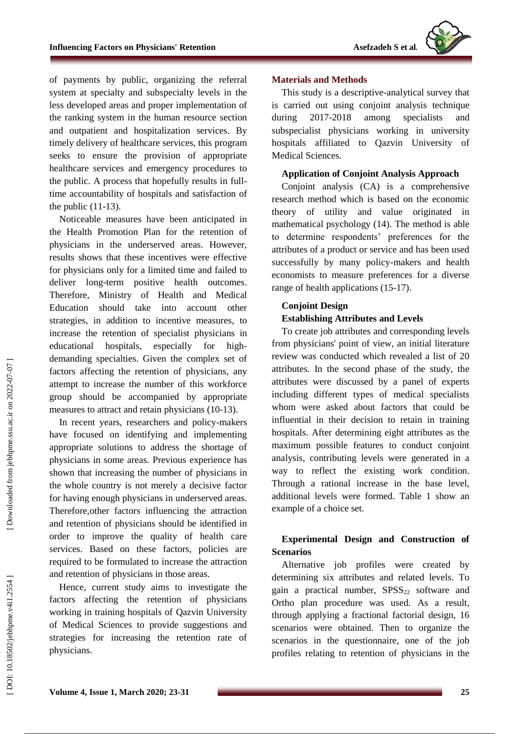of payments by public, organizing the referral system at specialty and subspecialty levels in the less developed areas and proper implementation of the ranking system in the human resource section and outpatient and hospitalization services. By timely delivery of healthcare services, this program seeks to ensure the provision of appropriate healthcare services and emergency procedures to the public. A process that hopefully results in full-time accountability of hospitals and satisfaction of the public (11-13).

Noticeable measures have been anticipated in the Health Promotion Plan for the retention of physicians in the underserved areas. However, results shows that these incentives were effective for physicians only for a limited time and failed to deliver long-term positive health outcomes. Therefore, Ministry of Health and Medical Education should take into account other strategies, in addition to incentive measures, to increase the retention of specialist physicians in educational hospitals, especially for high-demanding specialties. Given the complex set of factors affecting the retention of physicians, any attempt to increase the number of this workforce group should be accompanied by appropriate measures to attract and retain physicians (10-13).

In recent years, researchers and policy-makers have focused on identifying and implementing appropriate solutions to address the shortage of physicians in some areas. Previous experience has shown that increasing the number of physicians in the whole country is not merely a decisive factor for having enough physicians in underserved areas. Therefore,other factors influencing the attraction and retention of physicians should be identified in order to improve the quality of health care services. Based on these factors, policies are required to be formulated to increase the attraction and retention of physicians in those areas.

Hence, current study aims to investigate the factors affecting the retention of physicians working in training hospitals of Qazvin University of Medical Sciences to provide suggestions and strategies for increasing the retention rate of physicians.

## Materials and Methods

This study is a descriptive-analytical survey that is carried out using conjoint analysis technique during 2017-2018 among specialists and subspecialist physicians working in university hospitals affiliated to Qazvin University of Medical Sciences.

### Application of Conjoint Analysis Approach

Conjoint analysis (CA) is a comprehensive research method which is based on the economic theory of utility and value originated in mathematical psychology (14). The method is able to determine respondents' preferences for the attributes of a product or service and has been used successfully by many policy-makers and health economists to measure preferences for a diverse range of health applications (15-17).

### Conjoint Design

#### Establishing Attributes and Levels

To create job attributes and corresponding levels from physicians' point of view, an initial literature review was conducted which revealed a list of 20 attributes. In the second phase of the study, the attributes were discussed by a panel of experts including different types of medical specialists whom were asked about factors that could be influential in their decision to retain in training hospitals. After determining eight attributes as the maximum possible features to conduct conjoint analysis, contributing levels were generated in a way to reflect the existing work condition. Through a rational increase in the base level, additional levels were formed. Table 1 show an example of a choice set.

### Experimental Design and Construction of Scenarios

Alternative job profiles were created by determining six attributes and related levels. To gain a practical number, $SPSS_{22}$ software and Ortho plan procedure was used. As a result, through applying a fractional factorial design, 16 scenarios were obtained. Then to organize the scenarios in the questionnaire, one of the job profiles relating to retention of physicians in the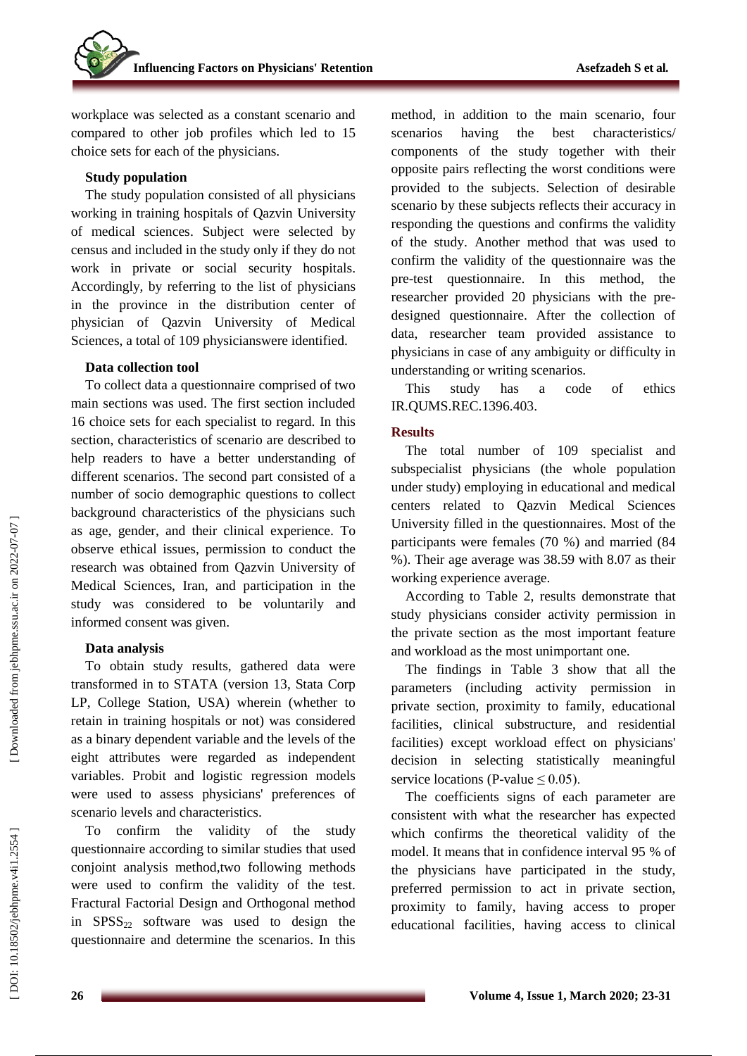workplace was selected as a constant scenario and compared to other job profiles which led to 15 choice sets for each of the physicians.

### Study population

The study population consisted of all physicians working in training hospitals of Qazvin University of medical sciences. Subject were selected by census and included in the study only if they do not work in private or social security hospitals. Accordingly, by referring to the list of physicians in the province in the distribution center of physician of Qazvin University of Medical Sciences, a total of 109 physicianswere identified.

### Data collection tool

To collect data a questionnaire comprised of two main sections was used. The first section included 16 choice sets for each specialist to regard. In this section, characteristics of scenario are described to help readers to have a better understanding of different scenarios. The second part consisted of a number of socio demographic questions to collect background characteristics of the physicians such as age, gender, and their clinical experience. To observe ethical issues, permission to conduct the research was obtained from Qazvin University of Medical Sciences, Iran, and participation in the study was considered to be voluntarily and informed consent was given.

### Data analysis

To obtain study results, gathered data were transformed in to STATA (version 13, Stata Corp LP, College Station, USA) wherein (whether to retain in training hospitals or not) was considered as a binary dependent variable and the levels of the eight attributes were regarded as independent variables. Probit and logistic regression models were used to assess physicians' preferences of scenario levels and characteristics.

To confirm the validity of the study questionnaire according to similar studies that used conjoint analysis method,two following methods were used to confirm the validity of the test. Fractural Factorial Design and Orthogonal method in $SPSS_{22}$ software was used to design the questionnaire and determine the scenarios. In this method, in addition to the main scenario, four scenarios having the best characteristics/ components of the study together with their opposite pairs reflecting the worst conditions were provided to the subjects. Selection of desirable scenario by these subjects reflects their accuracy in responding the questions and confirms the validity of the study. Another method that was used to confirm the validity of the questionnaire was the pre-test questionnaire. In this method, the researcher provided 20 physicians with the pre-designed questionnaire. After the collection of data, researcher team provided assistance to physicians in case of any ambiguity or difficulty in understanding or writing scenarios.

This study has a code of ethics IR.QUMS.REC.1396.403.

## Results

The total number of 109 specialist and subspecialist physicians (the whole population under study) employing in educational and medical centers related to Qazvin Medical Sciences University filled in the questionnaires. Most of the participants were females (70 %) and married (84 %). Their age average was 38.59 with 8.07 as their working experience average.

According to Table 2, results demonstrate that study physicians consider activity permission in the private section as the most important feature and workload as the most unimportant one.

The findings in Table 3 show that all the parameters (including activity permission in private section, proximity to family, educational facilities, clinical substructure, and residential facilities) except workload effect on physicians' decision in selecting statistically meaningful service locations (P-value $\leq 0.05$).

The coefficients signs of each parameter are consistent with what the researcher has expected which confirms the theoretical validity of the model. It means that in confidence interval 95 % of the physicians have participated in the study, preferred permission to act in private section, proximity to family, having access to proper educational facilities, having access to clinical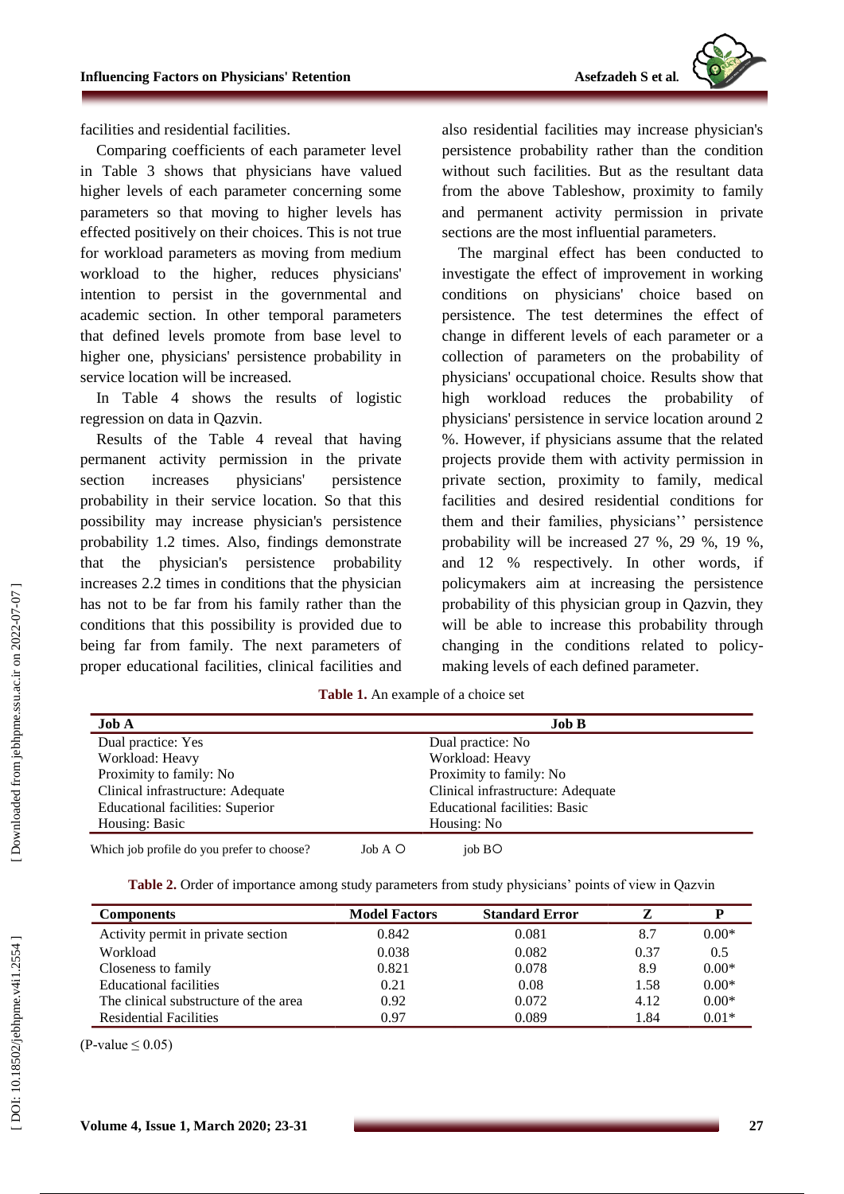facilities and residential facilities.

Comparing coefficients of each parameter level in Table 3 shows that physicians have valued higher levels of each parameter concerning some parameters so that moving to higher levels has effected positively on their choices. This is not true for workload parameters as moving from medium workload to the higher, reduces physicians' intention to persist in the governmental and academic section. In other temporal parameters that defined levels promote from base level to higher one, physicians' persistence probability in service location will be increased.

In Table 4 shows the results of logistic regression on data in Qazvin.

Results of the Table 4 reveal that having permanent activity permission in the private section increases physicians' persistence probability in their service location. So that this possibility may increase physician's persistence probability 1.2 times. Also, findings demonstrate that the physician's persistence probability increases 2.2 times in conditions that the physician has not to be far from his family rather than the conditions that this possibility is provided due to being far from family. The next parameters of proper educational facilities, clinical facilities and also residential facilities may increase physician's persistence probability rather than the condition without such facilities. But as the resultant data from the above Tableshow, proximity to family and permanent activity permission in private sections are the most influential parameters.

The marginal effect has been conducted to investigate the effect of improvement in working conditions on physicians' choice based on persistence. The test determines the effect of change in different levels of each parameter or a collection of parameters on the probability of physicians' occupational choice. Results show that high workload reduces the probability of physicians' persistence in service location around 2 %. However, if physicians assume that the related projects provide them with activity permission in private section, proximity to family, medical facilities and desired residential conditions for them and their families, physicians'' persistence probability will be increased 27 %, 29 %, 19 %, and 12 % respectively. In other words, if policymakers aim at increasing the persistence probability of this physician group in Qazvin, they will be able to increase this probability through changing in the conditions related to policy-making levels of each defined parameter.

**Table 1.** An example of a choice set

| Job A | Job B |
|---|---|
| Dual practice: Yes | Dual practice: No |
| Workload: Heavy | Workload: Heavy |
| Proximity to family: No | Proximity to family: No |
| Clinical infrastructure: Adequate | Clinical infrastructure: Adequate |
| Educational facilities: Superior | Educational facilities: Basic |
| Housing: Basic | Housing: No |

Which job profile do you prefer to choose? Job A ○ job B○

**Table 2.** Order of importance among study parameters from study physicians' points of view in Qazvin

| Components | Model Factors | Standard Error | Z | P |
|---|---|---|---|---|
| Activity permit in private section | 0.842 | 0.081 | 8.7 | 0.00* |
| Workload | 0.038 | 0.082 | 0.37 | 0.5 |
| Closeness to family | 0.821 | 0.078 | 8.9 | 0.00* |
| Educational facilities | 0.21 | 0.08 | 1.58 | 0.00* |
| The clinical substructure of the area | 0.92 | 0.072 | 4.12 | 0.00* |
| Residential Facilities | 0.97 | 0.089 | 1.84 | 0.01* |

(P-value $\leq 0.05$)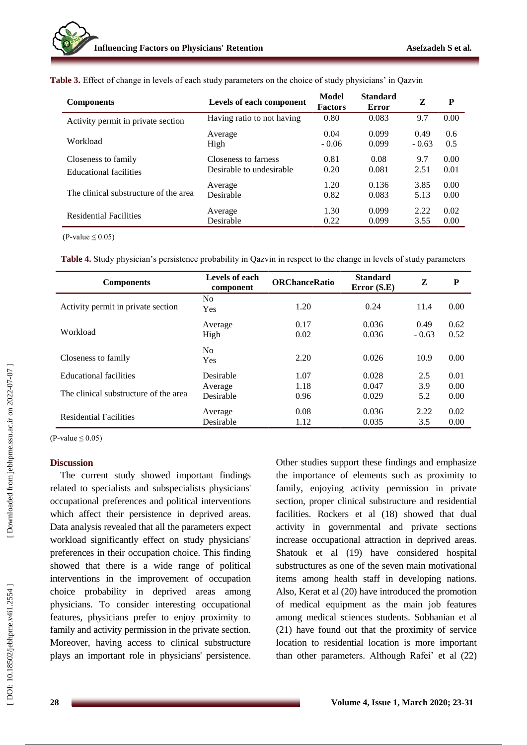**Table 3.** Effect of change in levels of each study parameters on the choice of study physicians' in Qazvin

| Components | Levels of each component | Model Factors | Standard Error | Z | P |
|---|---|---|---|---|---|
| Activity permit in private section | Having ratio to not having | 0.80 | 0.083 | 9.7 | 0.00 |
| Workload | Average | 0.04 | 0.099 | 0.49 | 0.6 |
| | High | - 0.06 | 0.099 | - 0.63 | 0.5 |
| Closeness to family | Closeness to farness | 0.81 | 0.08 | 9.7 | 0.00 |
| Educational facilities | Desirable to undesirable | 0.20 | 0.081 | 2.51 | 0.01 |
| The clinical substructure of the area | Average | 1.20 | 0.136 | 3.85 | 0.00 |
| | Desirable | 0.82 | 0.083 | 5.13 | 0.00 |
| Residential Facilities | Average | 1.30 | 0.099 | 2.22 | 0.02 |
| | Desirable | 0.22 | 0.099 | 3.55 | 0.00 |

(P-value ≤ 0.05)

**Table 4.** Study physician's persistence probability in Qazvin in respect to the change in levels of study parameters

| Components | Levels of each component | ORChanceRatio | Standard Error (S.E) | Z | P |
|---|---|---|---|---|---|
| Activity permit in private section | No<br>Yes | 1.20 | 0.24 | 11.4 | 0.00 |
| Workload | Average | 0.17 | 0.036 | 0.49 | 0.62 |
| | High | 0.02 | 0.036 | - 0.63 | 0.52 |
| Closeness to family | No<br>Yes | 2.20 | 0.026 | 10.9 | 0.00 |
| Educational facilities | Desirable | 1.07 | 0.028 | 2.5 | 0.01 |
| The clinical substructure of the area | Average | 1.18 | 0.047 | 3.9 | 0.00 |
| | Desirable | 0.96 | 0.029 | 5.2 | 0.00 |
| Residential Facilities | Average | 0.08 | 0.036 | 2.22 | 0.02 |
| | Desirable | 1.12 | 0.035 | 3.5 | 0.00 |

(P-value ≤ 0.05)

## Discussion

The current study showed important findings related to specialists and subspecialists physicians' occupational preferences and political interventions which affect their persistence in deprived areas. Data analysis revealed that all the parameters expect workload significantly effect on study physicians' preferences in their occupation choice. This finding showed that there is a wide range of political interventions in the improvement of occupation choice probability in deprived areas among physicians. To consider interesting occupational features, physicians prefer to enjoy proximity to family and activity permission in the private section. Moreover, having access to clinical substructure plays an important role in physicians' persistence. Other studies support these findings and emphasize the importance of elements such as proximity to family, enjoying activity permission in private section, proper clinical substructure and residential facilities. Rockers et al (18) showed that dual activity in governmental and private sections increase occupational attraction in deprived areas. Shatouk et al (19) have considered hospital substructures as one of the seven main motivational items among health staff in developing nations. Also, Kerat et al (20) have introduced the promotion of medical equipment as the main job features among medical sciences students. Sobhanian et al (21) have found out that the proximity of service location to residential location is more important than other parameters. Although Rafei' et al (22)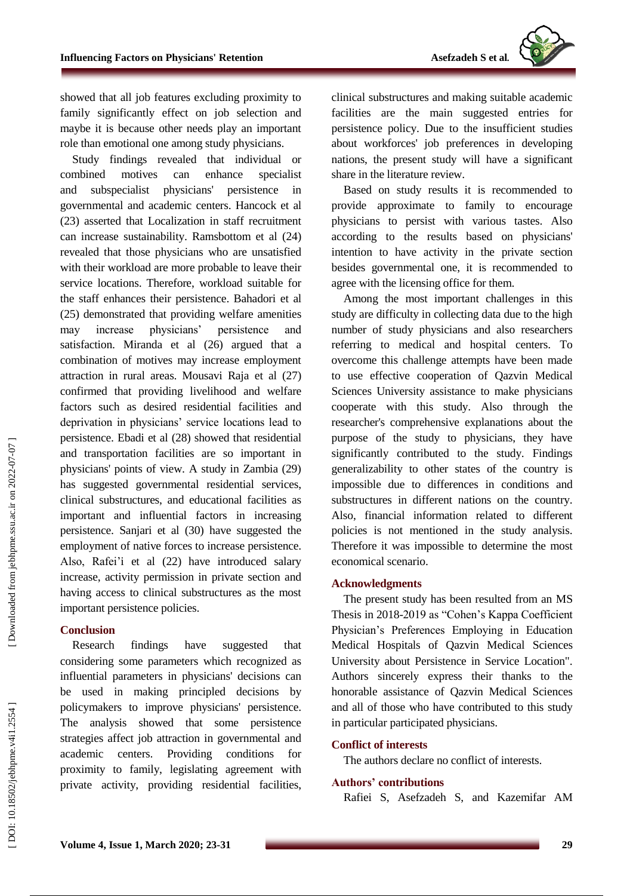showed that all job features excluding proximity to family significantly effect on job selection and maybe it is because other needs play an important role than emotional one among study physicians.

Study findings revealed that individual or combined motives can enhance specialist and subspecialist physicians' persistence in governmental and academic centers. Hancock et al (23) asserted that Localization in staff recruitment can increase sustainability. Ramsbottom et al (24) revealed that those physicians who are unsatisfied with their workload are more probable to leave their service locations. Therefore, workload suitable for the staff enhances their persistence. Bahadori et al (25) demonstrated that providing welfare amenities may increase physicians' persistence and satisfaction. Miranda et al (26) argued that a combination of motives may increase employment attraction in rural areas. Mousavi Raja et al (27) confirmed that providing livelihood and welfare factors such as desired residential facilities and deprivation in physicians' service locations lead to persistence. Ebadi et al (28) showed that residential and transportation facilities are so important in physicians' points of view. A study in Zambia (29) has suggested governmental residential services, clinical substructures, and educational facilities as important and influential factors in increasing persistence. Sanjari et al (30) have suggested the employment of native forces to increase persistence. Also, Rafei'i et al (22) have introduced salary increase, activity permission in private section and having access to clinical substructures as the most important persistence policies.

## Conclusion

Research findings have suggested that considering some parameters which recognized as influential parameters in physicians' decisions can be used in making principled decisions by policymakers to improve physicians' persistence. The analysis showed that some persistence strategies affect job attraction in governmental and academic centers. Providing conditions for proximity to family, legislating agreement with private activity, providing residential facilities, clinical substructures and making suitable academic facilities are the main suggested entries for persistence policy. Due to the insufficient studies about workforces' job preferences in developing nations, the present study will have a significant share in the literature review.

Based on study results it is recommended to provide approximate to family to encourage physicians to persist with various tastes. Also according to the results based on physicians' intention to have activity in the private section besides governmental one, it is recommended to agree with the licensing office for them.

Among the most important challenges in this study are difficulty in collecting data due to the high number of study physicians and also researchers referring to medical and hospital centers. To overcome this challenge attempts have been made to use effective cooperation of Qazvin Medical Sciences University assistance to make physicians cooperate with this study. Also through the researcher's comprehensive explanations about the purpose of the study to physicians, they have significantly contributed to the study. Findings generalizability to other states of the country is impossible due to differences in conditions and substructures in different nations on the country. Also, financial information related to different policies is not mentioned in the study analysis. Therefore it was impossible to determine the most economical scenario.

## Acknowledgments

The present study has been resulted from an MS Thesis in 2018-2019 as "Cohen's Kappa Coefficient Physician's Preferences Employing in Education Medical Hospitals of Qazvin Medical Sciences University about Persistence in Service Location". Authors sincerely express their thanks to the honorable assistance of Qazvin Medical Sciences and all of those who have contributed to this study in particular participated physicians.

## Conflict of interests

The authors declare no conflict of interests.

## Authors' contributions

Rafiei S, Asefzadeh S, and Kazemifar AM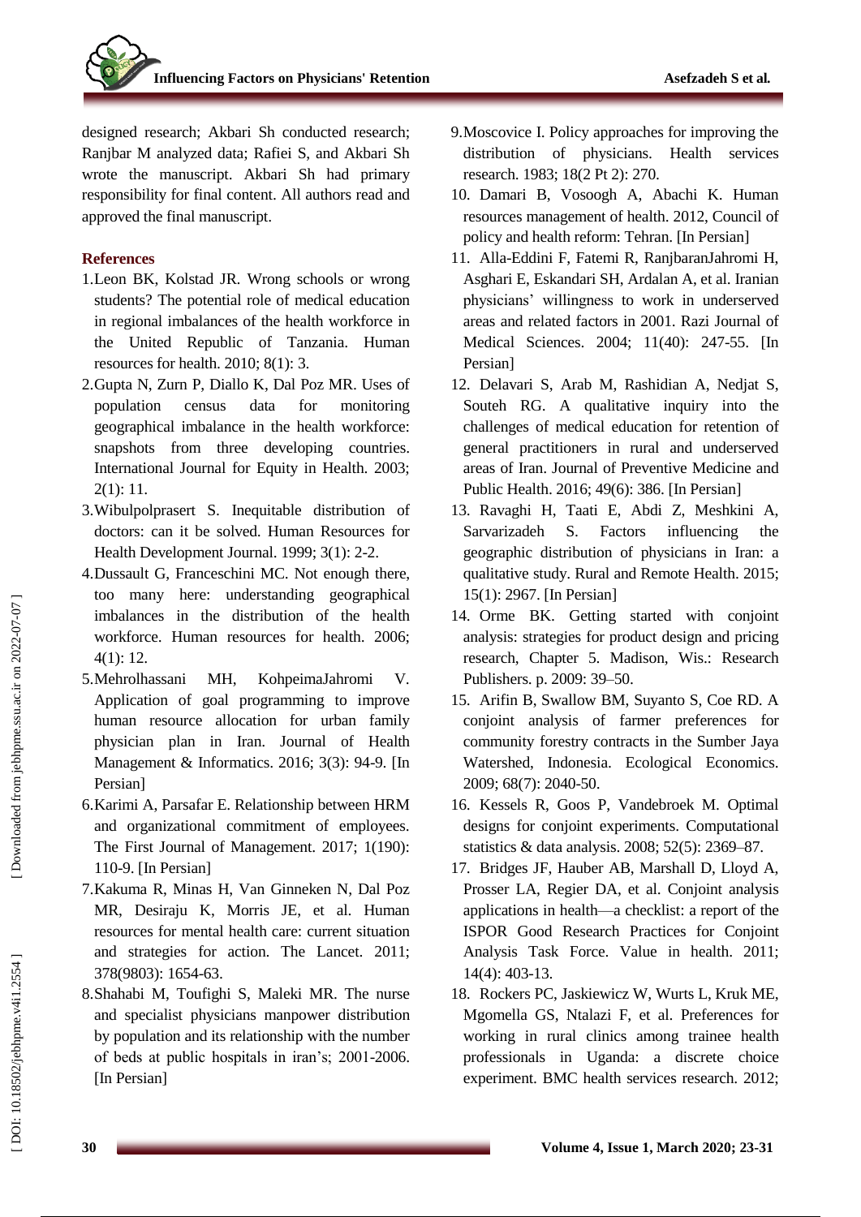designed research; Akbari Sh conducted research; Ranjbar M analyzed data; Rafiei S, and Akbari Sh wrote the manuscript. Akbari Sh had primary responsibility for final content. All authors read and approved the final manuscript.

## References

1. Leon BK, Kolstad JR. Wrong schools or wrong students? The potential role of medical education in regional imbalances of the health workforce in the United Republic of Tanzania. Human resources for health. 2010; 8(1): 3.
2. Gupta N, Zurn P, Diallo K, Dal Poz MR. Uses of population census data for monitoring geographical imbalance in the health workforce: snapshots from three developing countries. International Journal for Equity in Health. 2003; 2(1): 11.
3. Wibulpolprasert S. Inequitable distribution of doctors: can it be solved. Human Resources for Health Development Journal. 1999; 3(1): 2-2.
4. Dussault G, Franceschini MC. Not enough there, too many here: understanding geographical imbalances in the distribution of the health workforce. Human resources for health. 2006; 4(1): 12.
5. Mehrolhassani MH, KohpeimaJahromi V. Application of goal programming to improve human resource allocation for urban family physician plan in Iran. Journal of Health Management & Informatics. 2016; 3(3): 94-9. [In Persian]
6. Karimi A, Parsafar E. Relationship between HRM and organizational commitment of employees. The First Journal of Management. 2017; 1(190): 110-9. [In Persian]
7. Kakuma R, Minas H, Van Ginneken N, Dal Poz MR, Desiraju K, Morris JE, et al. Human resources for mental health care: current situation and strategies for action. The Lancet. 2011; 378(9803): 1654-63.
8. Shahabi M, Toufighi S, Maleki MR. The nurse and specialist physicians manpower distribution by population and its relationship with the number of beds at public hospitals in iran's; 2001-2006. [In Persian]
9. Moscovice I. Policy approaches for improving the distribution of physicians. Health services research. 1983; 18(2 Pt 2): 270.
10. Damari B, Vosoogh A, Abachi K. Human resources management of health. 2012, Council of policy and health reform: Tehran. [In Persian]
11. Alla-Eddini F, Fatemi R, RanjbaranJahromi H, Asghari E, Eskandari SH, Ardalan A, et al. Iranian physicians' willingness to work in underserved areas and related factors in 2001. Razi Journal of Medical Sciences. 2004; 11(40): 247-55. [In Persian]
12. Delavari S, Arab M, Rashidian A, Nedjat S, Souteh RG. A qualitative inquiry into the challenges of medical education for retention of general practitioners in rural and underserved areas of Iran. Journal of Preventive Medicine and Public Health. 2016; 49(6): 386. [In Persian]
13. Ravaghi H, Taati E, Abdi Z, Meshkini A, Sarvarizadeh S. Factors influencing the geographic distribution of physicians in Iran: a qualitative study. Rural and Remote Health. 2015; 15(1): 2967. [In Persian]
14. Orme BK. Getting started with conjoint analysis: strategies for product design and pricing research, Chapter 5. Madison, Wis.: Research Publishers. p. 2009: 39–50.
15. Arifin B, Swallow BM, Suyanto S, Coe RD. A conjoint analysis of farmer preferences for community forestry contracts in the Sumber Jaya Watershed, Indonesia. Ecological Economics. 2009; 68(7): 2040-50.
16. Kessels R, Goos P, Vandebroek M. Optimal designs for conjoint experiments. Computational statistics & data analysis. 2008; 52(5): 2369–87.
17. Bridges JF, Hauber AB, Marshall D, Lloyd A, Prosser LA, Regier DA, et al. Conjoint analysis applications in health—a checklist: a report of the ISPOR Good Research Practices for Conjoint Analysis Task Force. Value in health. 2011; 14(4): 403-13.
18. Rockers PC, Jaskiewicz W, Wurts L, Kruk ME, Mgomella GS, Ntalazi F, et al. Preferences for working in rural clinics among trainee health professionals in Uganda: a discrete choice experiment. BMC health services research. 2012;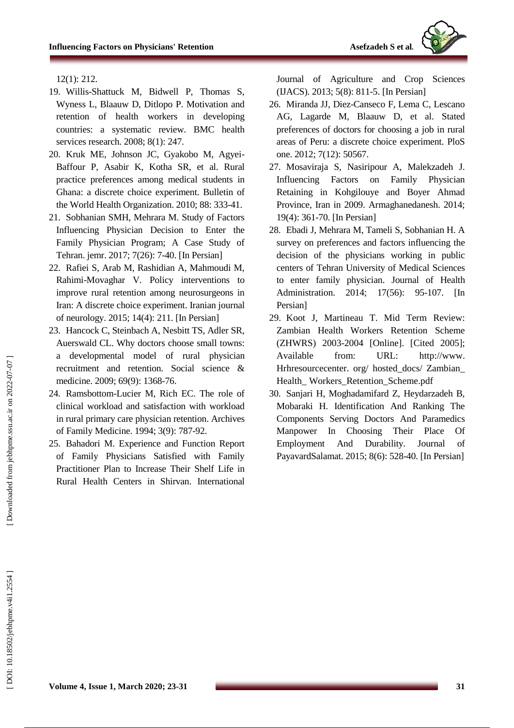12(1): 212.

19. Willis-Shattuck M, Bidwell P, Thomas S, Wyness L, Blaauw D, Ditlopo P. Motivation and retention of health workers in developing countries: a systematic review. BMC health services research. 2008; 8(1): 247.
20. Kruk ME, Johnson JC, Gyakobo M, Agyei-Baffour P, Asabir K, Kotha SR, et al. Rural practice preferences among medical students in Ghana: a discrete choice experiment. Bulletin of the World Health Organization. 2010; 88: 333-41.
21. Sobhanian SMH, Mehrara M. Study of Factors Influencing Physician Decision to Enter the Family Physician Program; A Case Study of Tehran. jemr. 2017; 7(26): 7-40. [In Persian]
22. Rafiei S, Arab M, Rashidian A, Mahmoudi M, Rahimi-Movaghar V. Policy interventions to improve rural retention among neurosurgeons in Iran: A discrete choice experiment. Iranian journal of neurology. 2015; 14(4): 211. [In Persian]
23. Hancock C, Steinbach A, Nesbitt TS, Adler SR, Auerswald CL. Why doctors choose small towns: a developmental model of rural physician recruitment and retention. Social science & medicine. 2009; 69(9): 1368-76.
24. Ramsbottom-Lucier M, Rich EC. The role of clinical workload and satisfaction with workload in rural primary care physician retention. Archives of Family Medicine. 1994; 3(9): 787-92.
25. Bahadori M. Experience and Function Report of Family Physicians Satisfied with Family Practitioner Plan to Increase Their Shelf Life in Rural Health Centers in Shirvan. International Journal of Agriculture and Crop Sciences (IJACS). 2013; 5(8): 811-5. [In Persian]
26. Miranda JJ, Diez-Canseco F, Lema C, Lescano AG, Lagarde M, Blaauw D, et al. Stated preferences of doctors for choosing a job in rural areas of Peru: a discrete choice experiment. PloS one. 2012; 7(12): 50567.
27. Mosaviraja S, Nasiripour A, Malekzadeh J. Influencing Factors on Family Physician Retaining in Kohgilouye and Boyer Ahmad Province, Iran in 2009. Armaghanedanesh. 2014; 19(4): 361-70. [In Persian]
28. Ebadi J, Mehrara M, Tameli S, Sobhanian H. A survey on preferences and factors influencing the decision of the physicians working in public centers of Tehran University of Medical Sciences to enter family physician. Journal of Health Administration. 2014; 17(56): 95-107. [In Persian]
29. Koot J, Martineau T. Mid Term Review: Zambian Health Workers Retention Scheme (ZHWRS) 2003-2004 [Online]. [Cited 2005]; Available from: URL: http://www. Hrhresourcecenter. org/ hosted_docs/ Zambian_ Health_ Workers_Retention_Scheme.pdf
30. Sanjari H, Moghadamifard Z, Heydarzadeh B, Mobaraki H. Identification And Ranking The Components Serving Doctors And Paramedics Manpower In Choosing Their Place Of Employment And Durability. Journal of PayavardSalamat. 2015; 8(6): 528-40. [In Persian]